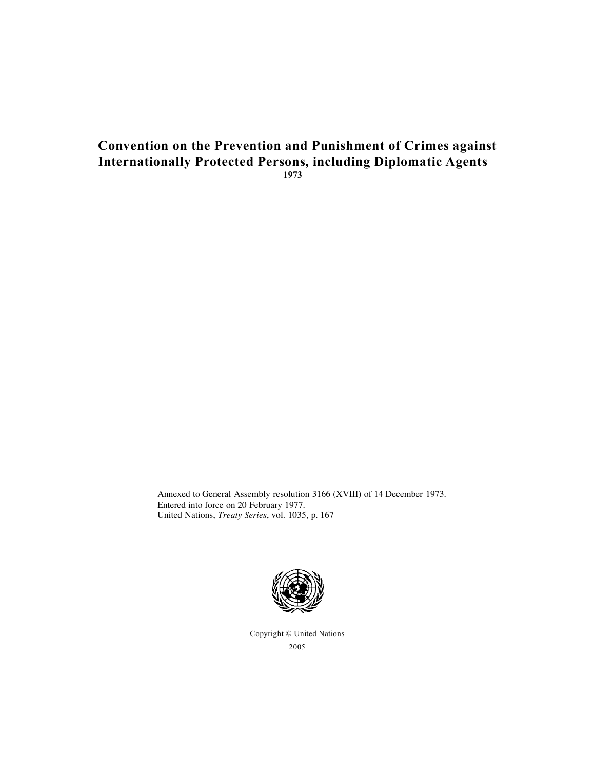# Convention on the Prevention and Punishment of Crimes against Internationally Protected Persons, including Diplomatic Agents

**1973**

Annexed to General Assembly resolution 3166 (XVIII) of 14 December 1973.
Entered into force on 20 February 1977.
United Nations, *Treaty Series*, vol. 1035, p. 167

Copyright © United Nations
2005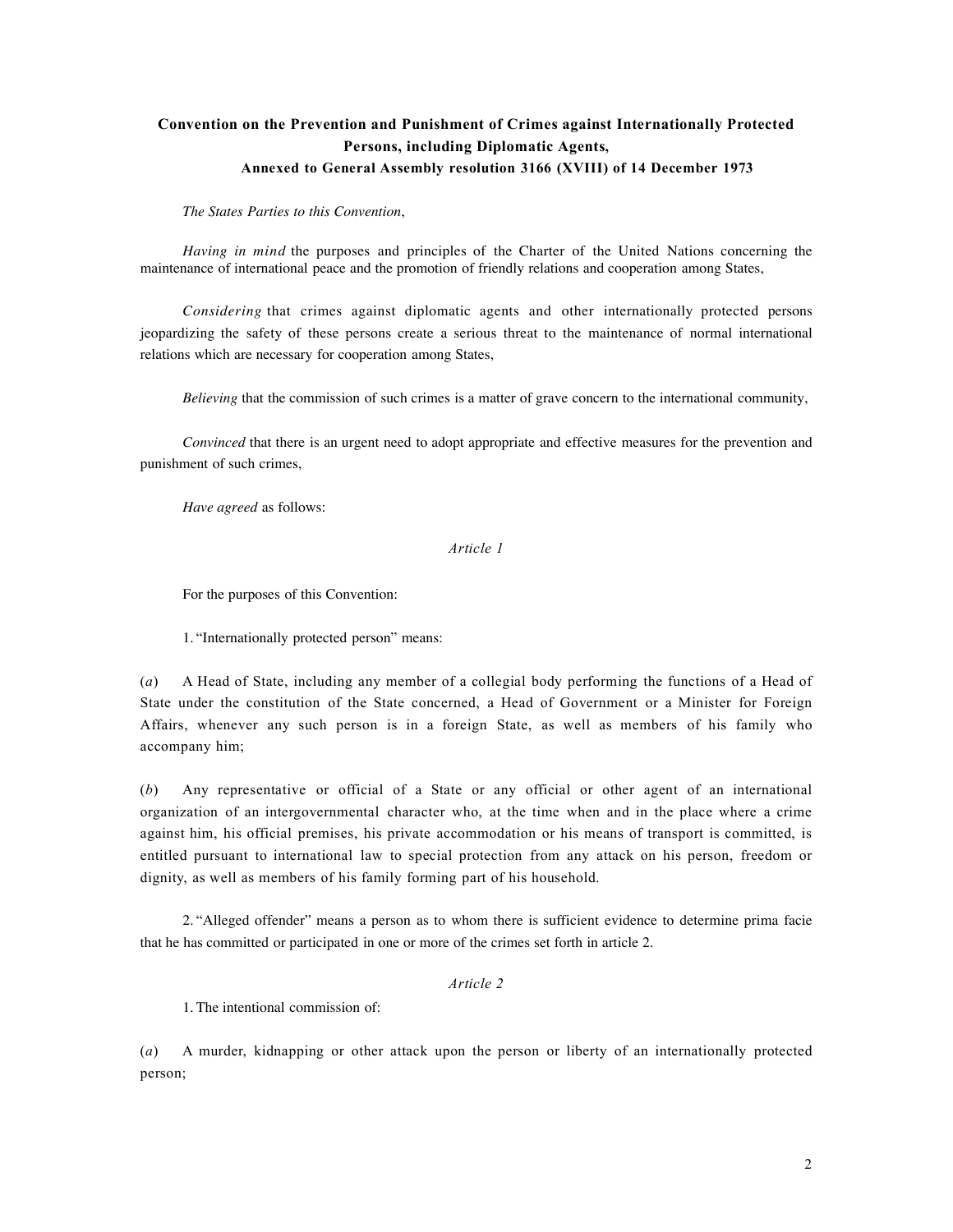**Convention on the Prevention and Punishment of Crimes against Internationally Protected Persons, including Diplomatic Agents,**
**Annexed to General Assembly resolution 3166 (XVIII) of 14 December 1973**

*The States Parties to this Convention*,

*Having in mind* the purposes and principles of the Charter of the United Nations concerning the maintenance of international peace and the promotion of friendly relations and cooperation among States,

*Considering* that crimes against diplomatic agents and other internationally protected persons jeopardizing the safety of these persons create a serious threat to the maintenance of normal international relations which are necessary for cooperation among States,

*Believing* that the commission of such crimes is a matter of grave concern to the international community,

*Convinced* that there is an urgent need to adopt appropriate and effective measures for the prevention and punishment of such crimes,

*Have agreed* as follows:

*Article 1*

For the purposes of this Convention:

1. "Internationally protected person" means:

(*a*) A Head of State, including any member of a collegial body performing the functions of a Head of State under the constitution of the State concerned, a Head of Government or a Minister for Foreign Affairs, whenever any such person is in a foreign State, as well as members of his family who accompany him;

(*b*) Any representative or official of a State or any official or other agent of an international organization of an intergovernmental character who, at the time when and in the place where a crime against him, his official premises, his private accommodation or his means of transport is committed, is entitled pursuant to international law to special protection from any attack on his person, freedom or dignity, as well as members of his family forming part of his household.

2. "Alleged offender" means a person as to whom there is sufficient evidence to determine prima facie that he has committed or participated in one or more of the crimes set forth in article 2.

*Article 2*

1. The intentional commission of:

(*a*) A murder, kidnapping or other attack upon the person or liberty of an internationally protected person;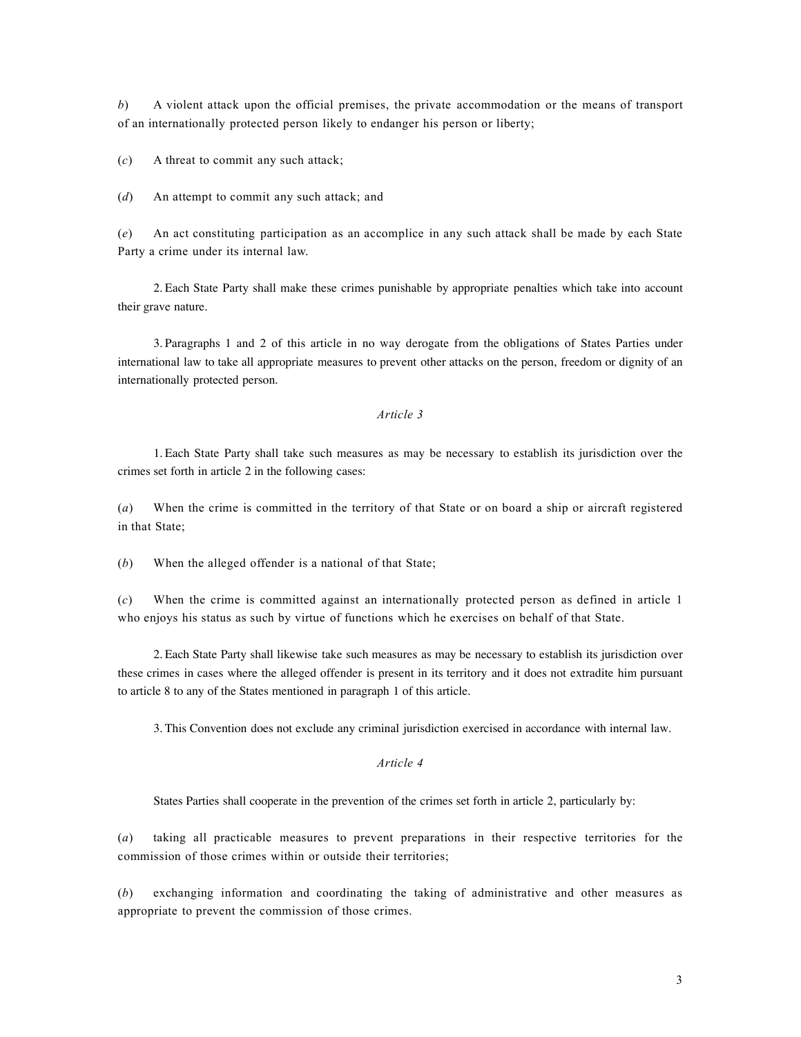*b*) A violent attack upon the official premises, the private accommodation or the means of transport of an internationally protected person likely to endanger his person or liberty;

(*c*) A threat to commit any such attack;

(*d*) An attempt to commit any such attack; and

(*e*) An act constituting participation as an accomplice in any such attack shall be made by each State Party a crime under its internal law.

2. Each State Party shall make these crimes punishable by appropriate penalties which take into account their grave nature.

3. Paragraphs 1 and 2 of this article in no way derogate from the obligations of States Parties under international law to take all appropriate measures to prevent other attacks on the person, freedom or dignity of an internationally protected person.

*Article 3*

1. Each State Party shall take such measures as may be necessary to establish its jurisdiction over the crimes set forth in article 2 in the following cases:

(*a*) When the crime is committed in the territory of that State or on board a ship or aircraft registered in that State;

(*b*) When the alleged offender is a national of that State;

(*c*) When the crime is committed against an internationally protected person as defined in article 1 who enjoys his status as such by virtue of functions which he exercises on behalf of that State.

2. Each State Party shall likewise take such measures as may be necessary to establish its jurisdiction over these crimes in cases where the alleged offender is present in its territory and it does not extradite him pursuant to article 8 to any of the States mentioned in paragraph 1 of this article.

3. This Convention does not exclude any criminal jurisdiction exercised in accordance with internal law.

*Article 4*

States Parties shall cooperate in the prevention of the crimes set forth in article 2, particularly by:

(*a*) taking all practicable measures to prevent preparations in their respective territories for the commission of those crimes within or outside their territories;

(*b*) exchanging information and coordinating the taking of administrative and other measures as appropriate to prevent the commission of those crimes.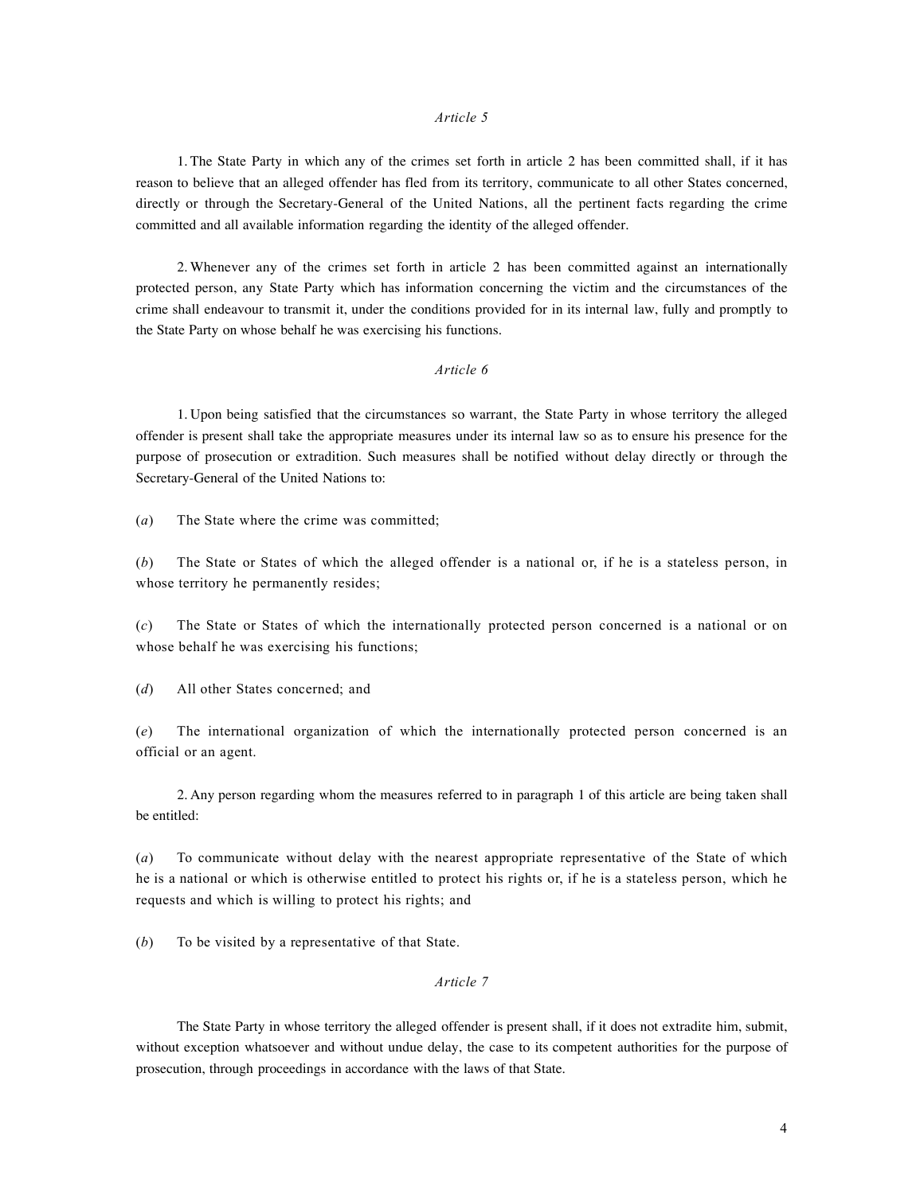*Article 5*

1. The State Party in which any of the crimes set forth in article 2 has been committed shall, if it has reason to believe that an alleged offender has fled from its territory, communicate to all other States concerned, directly or through the Secretary-General of the United Nations, all the pertinent facts regarding the crime committed and all available information regarding the identity of the alleged offender.

2. Whenever any of the crimes set forth in article 2 has been committed against an internationally protected person, any State Party which has information concerning the victim and the circumstances of the crime shall endeavour to transmit it, under the conditions provided for in its internal law, fully and promptly to the State Party on whose behalf he was exercising his functions.

*Article 6*

1. Upon being satisfied that the circumstances so warrant, the State Party in whose territory the alleged offender is present shall take the appropriate measures under its internal law so as to ensure his presence for the purpose of prosecution or extradition. Such measures shall be notified without delay directly or through the Secretary-General of the United Nations to:

(*a*) The State where the crime was committed;

(*b*) The State or States of which the alleged offender is a national or, if he is a stateless person, in whose territory he permanently resides;

(*c*) The State or States of which the internationally protected person concerned is a national or on whose behalf he was exercising his functions;

(*d*) All other States concerned; and

(*e*) The international organization of which the internationally protected person concerned is an official or an agent.

2. Any person regarding whom the measures referred to in paragraph 1 of this article are being taken shall be entitled:

(*a*) To communicate without delay with the nearest appropriate representative of the State of which he is a national or which is otherwise entitled to protect his rights or, if he is a stateless person, which he requests and which is willing to protect his rights; and

(*b*) To be visited by a representative of that State.

*Article 7*

The State Party in whose territory the alleged offender is present shall, if it does not extradite him, submit, without exception whatsoever and without undue delay, the case to its competent authorities for the purpose of prosecution, through proceedings in accordance with the laws of that State.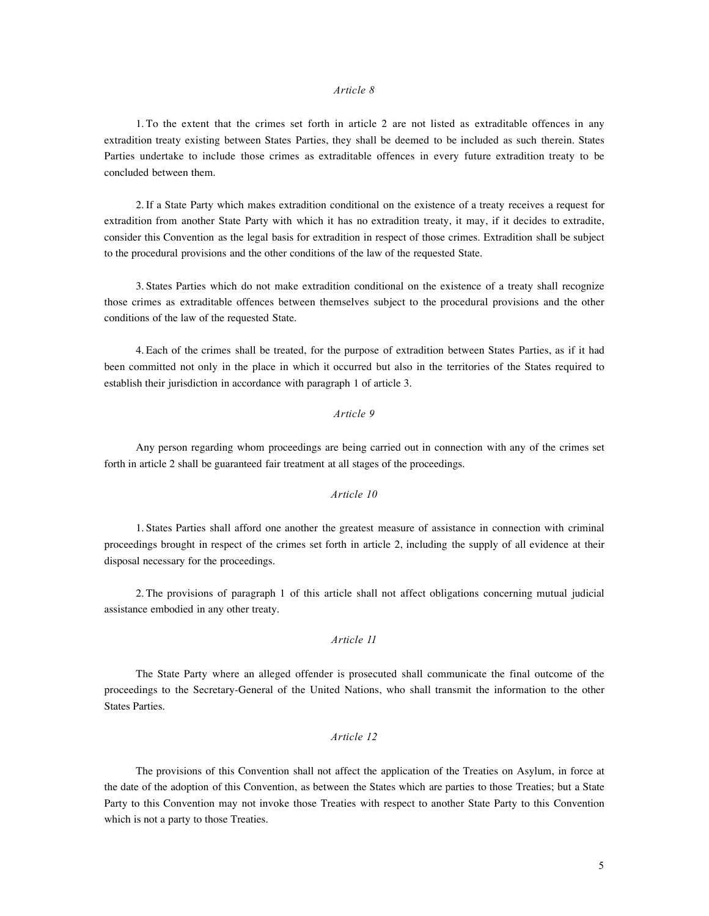*Article 8*

1. To the extent that the crimes set forth in article 2 are not listed as extraditable offences in any extradition treaty existing between States Parties, they shall be deemed to be included as such therein. States Parties undertake to include those crimes as extraditable offences in every future extradition treaty to be concluded between them.

2. If a State Party which makes extradition conditional on the existence of a treaty receives a request for extradition from another State Party with which it has no extradition treaty, it may, if it decides to extradite, consider this Convention as the legal basis for extradition in respect of those crimes. Extradition shall be subject to the procedural provisions and the other conditions of the law of the requested State.

3. States Parties which do not make extradition conditional on the existence of a treaty shall recognize those crimes as extraditable offences between themselves subject to the procedural provisions and the other conditions of the law of the requested State.

4. Each of the crimes shall be treated, for the purpose of extradition between States Parties, as if it had been committed not only in the place in which it occurred but also in the territories of the States required to establish their jurisdiction in accordance with paragraph 1 of article 3.

*Article 9*

Any person regarding whom proceedings are being carried out in connection with any of the crimes set forth in article 2 shall be guaranteed fair treatment at all stages of the proceedings.

*Article 10*

1. States Parties shall afford one another the greatest measure of assistance in connection with criminal proceedings brought in respect of the crimes set forth in article 2, including the supply of all evidence at their disposal necessary for the proceedings.

2. The provisions of paragraph 1 of this article shall not affect obligations concerning mutual judicial assistance embodied in any other treaty.

*Article 11*

The State Party where an alleged offender is prosecuted shall communicate the final outcome of the proceedings to the Secretary-General of the United Nations, who shall transmit the information to the other States Parties.

*Article 12*

The provisions of this Convention shall not affect the application of the Treaties on Asylum, in force at the date of the adoption of this Convention, as between the States which are parties to those Treaties; but a State Party to this Convention may not invoke those Treaties with respect to another State Party to this Convention which is not a party to those Treaties.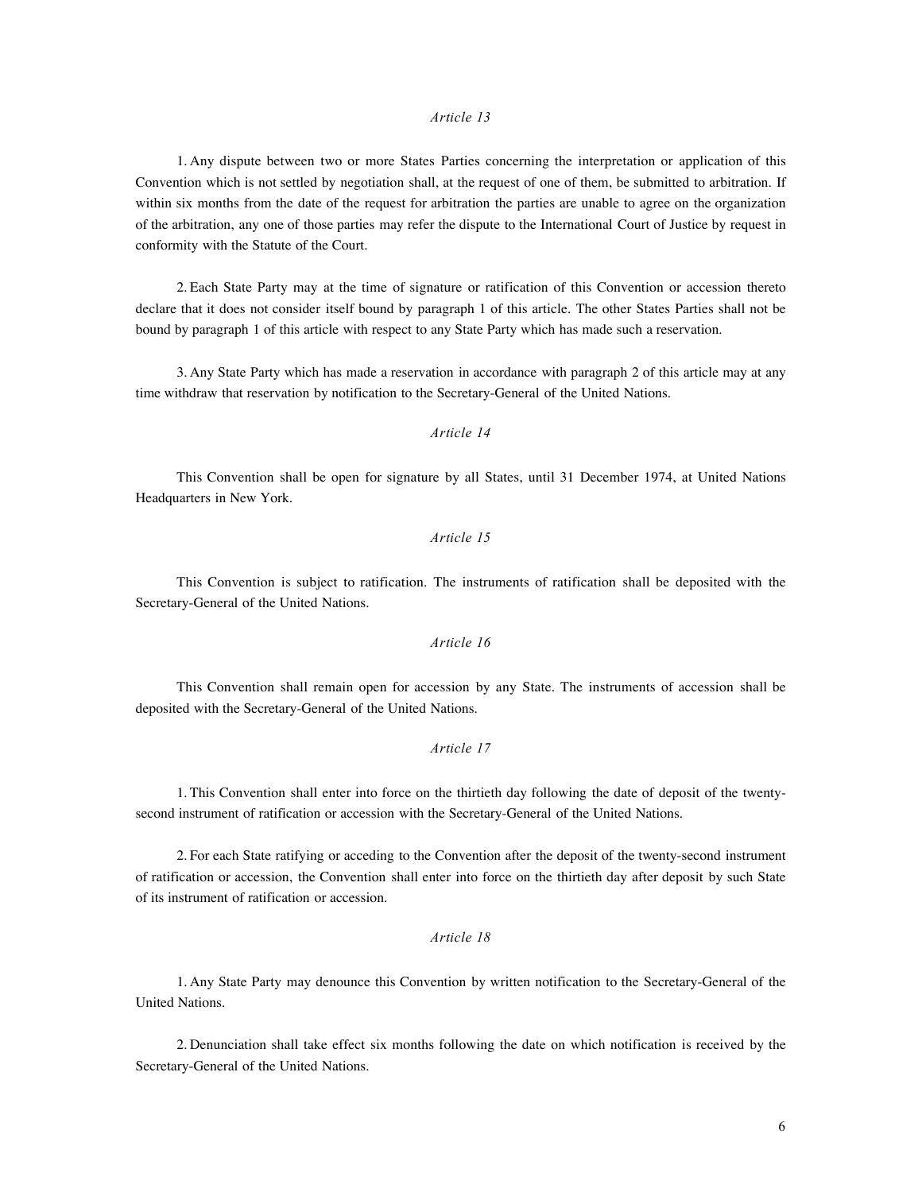*Article 13*

1. Any dispute between two or more States Parties concerning the interpretation or application of this Convention which is not settled by negotiation shall, at the request of one of them, be submitted to arbitration. If within six months from the date of the request for arbitration the parties are unable to agree on the organization of the arbitration, any one of those parties may refer the dispute to the International Court of Justice by request in conformity with the Statute of the Court.

2. Each State Party may at the time of signature or ratification of this Convention or accession thereto declare that it does not consider itself bound by paragraph 1 of this article. The other States Parties shall not be bound by paragraph 1 of this article with respect to any State Party which has made such a reservation.

3. Any State Party which has made a reservation in accordance with paragraph 2 of this article may at any time withdraw that reservation by notification to the Secretary-General of the United Nations.

*Article 14*

This Convention shall be open for signature by all States, until 31 December 1974, at United Nations Headquarters in New York.

*Article 15*

This Convention is subject to ratification. The instruments of ratification shall be deposited with the Secretary-General of the United Nations.

*Article 16*

This Convention shall remain open for accession by any State. The instruments of accession shall be deposited with the Secretary-General of the United Nations.

*Article 17*

1. This Convention shall enter into force on the thirtieth day following the date of deposit of the twenty-second instrument of ratification or accession with the Secretary-General of the United Nations.

2. For each State ratifying or acceding to the Convention after the deposit of the twenty-second instrument of ratification or accession, the Convention shall enter into force on the thirtieth day after deposit by such State of its instrument of ratification or accession.

*Article 18*

1. Any State Party may denounce this Convention by written notification to the Secretary-General of the United Nations.

2. Denunciation shall take effect six months following the date on which notification is received by the Secretary-General of the United Nations.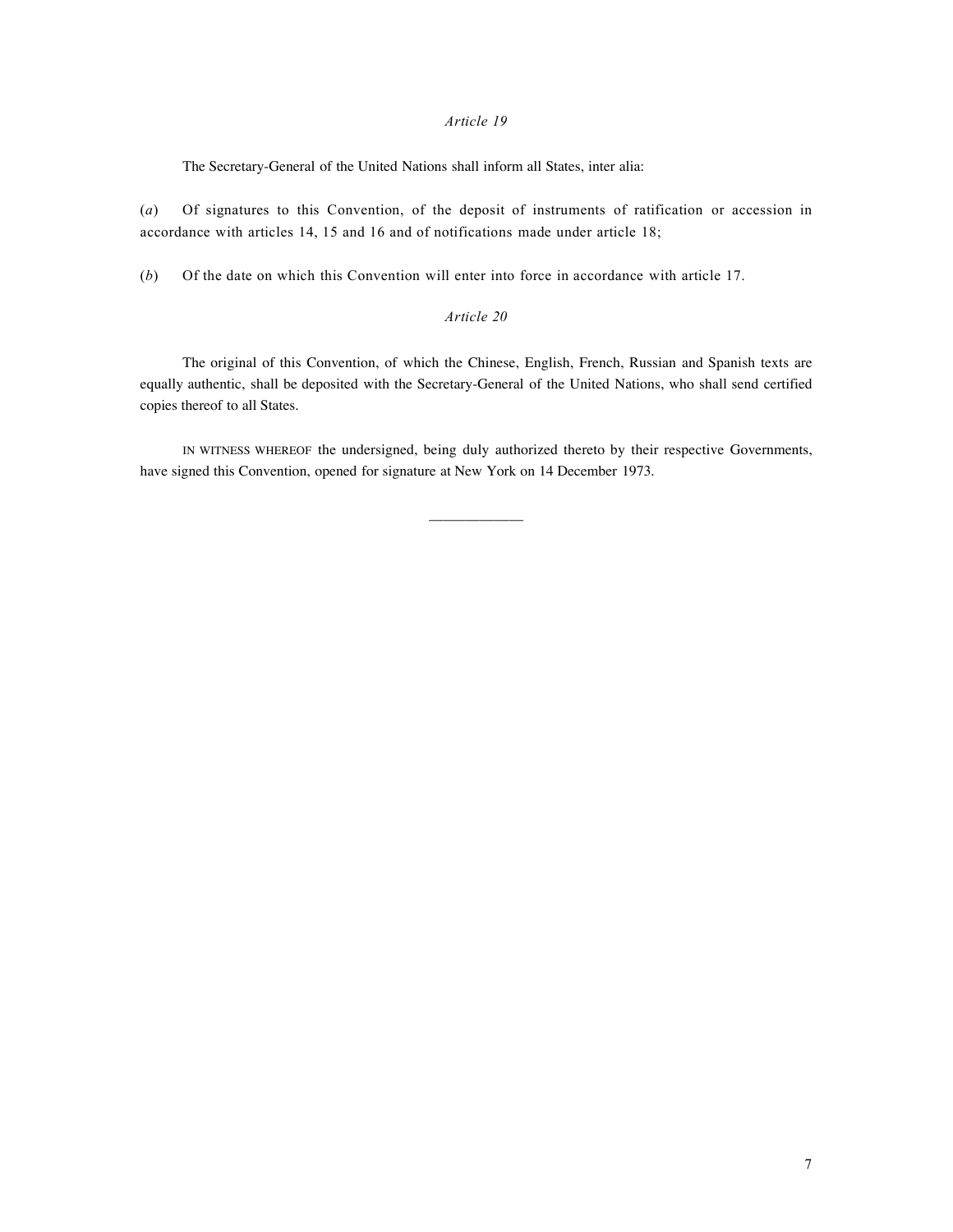*Article 19*

The Secretary-General of the United Nations shall inform all States, inter alia:

(*a*) Of signatures to this Convention, of the deposit of instruments of ratification or accession in accordance with articles 14, 15 and 16 and of notifications made under article 18;

(*b*) Of the date on which this Convention will enter into force in accordance with article 17.

*Article 20*

The original of this Convention, of which the Chinese, English, French, Russian and Spanish texts are equally authentic, shall be deposited with the Secretary-General of the United Nations, who shall send certified copies thereof to all States.

IN WITNESS WHEREOF the undersigned, being duly authorized thereto by their respective Governments, have signed this Convention, opened for signature at New York on 14 December 1973.

---